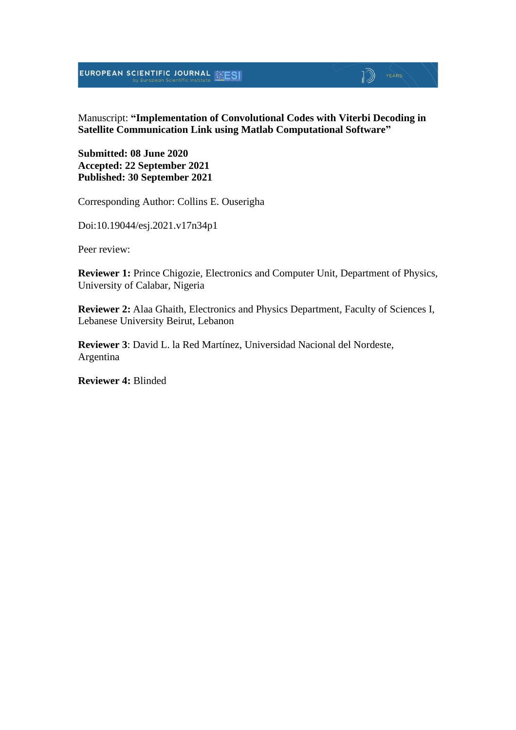Manuscript: **"Implementation of Convolutional Codes with Viterbi Decoding in Satellite Communication Link using Matlab Computational Software"**

**Submitted: 08 June 2020**
**Accepted: 22 September 2021**
**Published: 30 September 2021**

Corresponding Author: Collins E. Ouserigha

Doi:10.19044/esj.2021.v17n34p1

Peer review:

**Reviewer 1:** Prince Chigozie, Electronics and Computer Unit, Department of Physics, University of Calabar, Nigeria

**Reviewer 2:** Alaa Ghaith, Electronics and Physics Department, Faculty of Sciences I, Lebanese University Beirut, Lebanon

**Reviewer 3**: David L. la Red Martínez, Universidad Nacional del Nordeste, Argentina

**Reviewer 4:** Blinded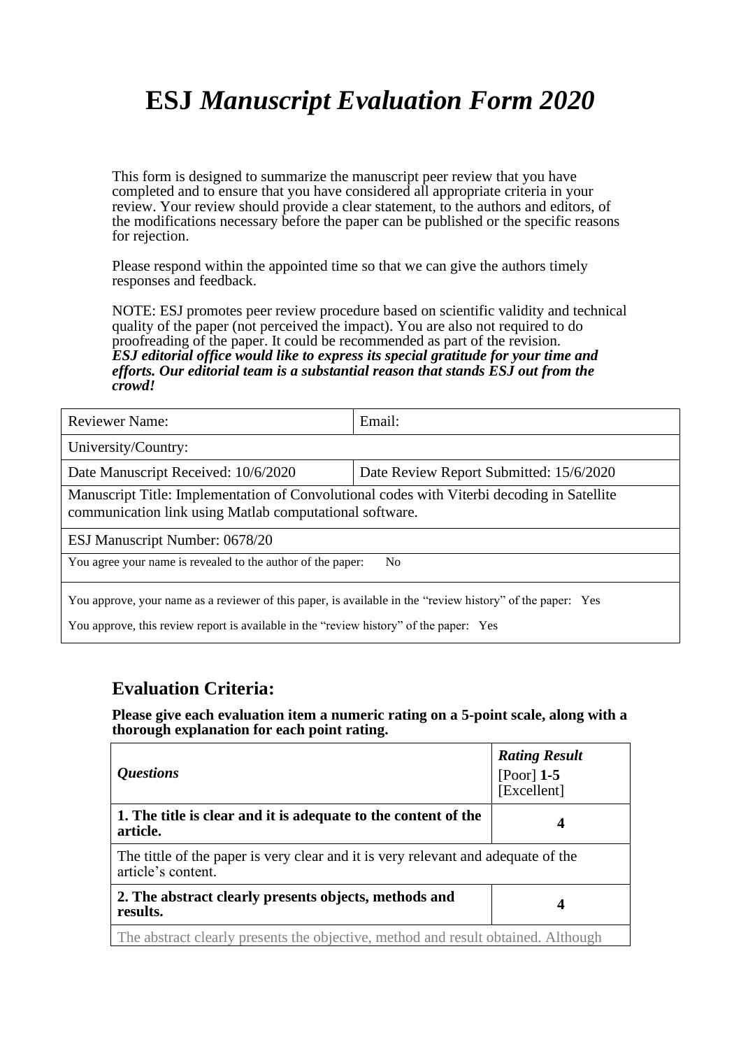# ESJ *Manuscript Evaluation Form 2020*

This form is designed to summarize the manuscript peer review that you have completed and to ensure that you have considered all appropriate criteria in your review. Your review should provide a clear statement, to the authors and editors, of the modifications necessary before the paper can be published or the specific reasons for rejection.

Please respond within the appointed time so that we can give the authors timely responses and feedback.

NOTE: ESJ promotes peer review procedure based on scientific validity and technical quality of the paper (not perceived the impact). You are also not required to do proofreading of the paper. It could be recommended as part of the revision.
***ESJ editorial office would like to express its special gratitude for your time and efforts. Our editorial team is a substantial reason that stands ESJ out from the crowd!***

| Reviewer Name: | Email: |
|---|---|
| University/Country: | |
| Date Manuscript Received: 10/6/2020 | Date Review Report Submitted: 15/6/2020 |
| Manuscript Title: Implementation of Convolutional codes with Viterbi decoding in Satellite communication link using Matlab computational software. | |
| ESJ Manuscript Number: 0678/20 | |
| You agree your name is revealed to the author of the paper: No | |
| You approve, your name as a reviewer of this paper, is available in the "review history" of the paper: Yes<br>You approve, this review report is available in the "review history" of the paper: Yes | |

## Evaluation Criteria:

**Please give each evaluation item a numeric rating on a 5-point scale, along with a thorough explanation for each point rating.**

| *Questions* | ***Rating Result*** [Poor] **1-5** [Excellent] |
|---|---|
| **1. The title is clear and it is adequate to the content of the article.** | **4** |
| The tittle of the paper is very clear and it is very relevant and adequate of the article's content. | |
| **2. The abstract clearly presents objects, methods and results.** | **4** |
| The abstract clearly presents the objective, method and result obtained. Although | |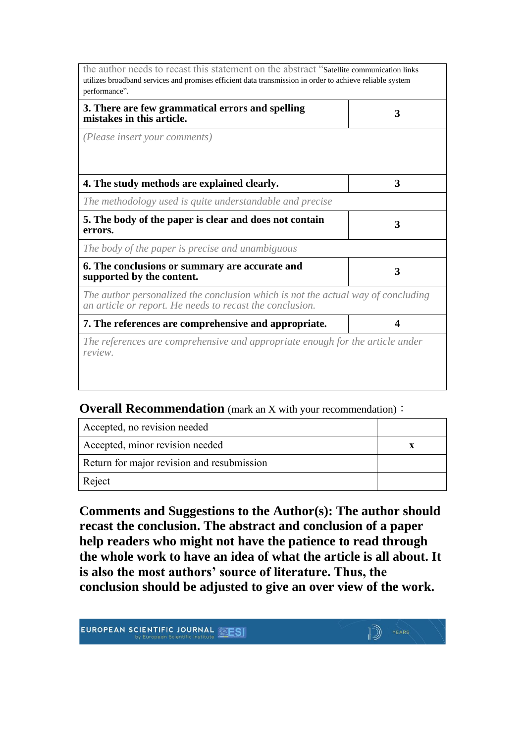| | |
|---|---|
| the author needs to recast this statement on the abstract "Satellite communication links utilizes broadband services and promises efficient data transmission in order to achieve reliable system performance". | |
| **3. There are few grammatical errors and spelling mistakes in this article.** | **3** |
| *(Please insert your comments)* | |
| **4. The study methods are explained clearly.** | **3** |
| *The methodology used is quite understandable and precise* | |
| **5. The body of the paper is clear and does not contain errors.** | **3** |
| *The body of the paper is precise and unambiguous* | |
| **6. The conclusions or summary are accurate and supported by the content.** | **3** |
| *The author personalized the conclusion which is not the actual way of concluding an article or report. He needs to recast the conclusion.* | |
| **7. The references are comprehensive and appropriate.** | **4** |
| *The references are comprehensive and appropriate enough for the article under review.* | |

**Overall Recommendation** (mark an X with your recommendation)：

| | |
|---|---|
| Accepted, no revision needed | |
| Accepted, minor revision needed | **x** |
| Return for major revision and resubmission | |
| Reject | |

**Comments and Suggestions to the Author(s): The author should recast the conclusion. The abstract and conclusion of a paper help readers who might not have the patience to read through the whole work to have an idea of what the article is all about. It is also the most authors' source of literature. Thus, the conclusion should be adjusted to give an over view of the work.**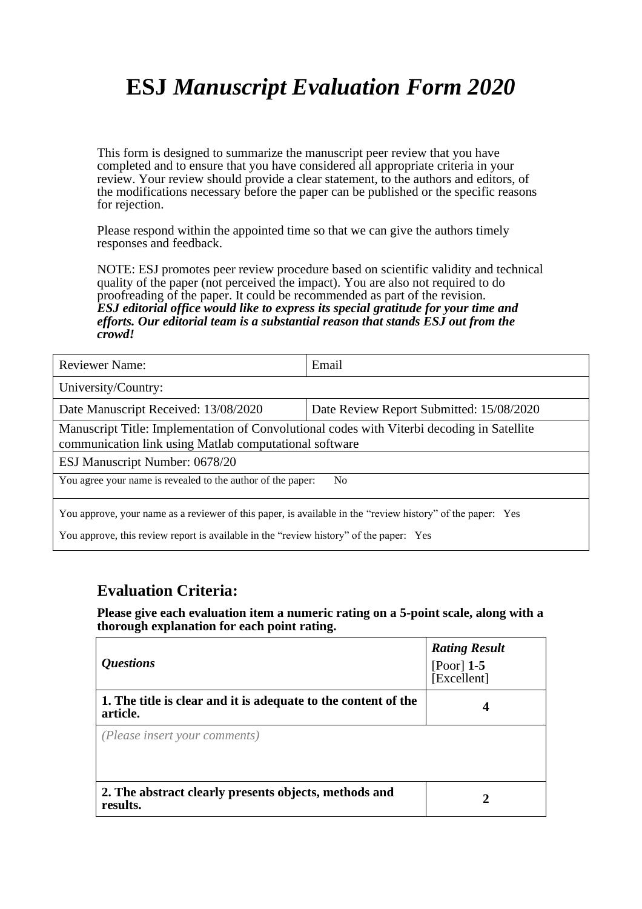# ESJ *Manuscript Evaluation Form 2020*

This form is designed to summarize the manuscript peer review that you have completed and to ensure that you have considered all appropriate criteria in your review. Your review should provide a clear statement, to the authors and editors, of the modifications necessary before the paper can be published or the specific reasons for rejection.

Please respond within the appointed time so that we can give the authors timely responses and feedback.

NOTE: ESJ promotes peer review procedure based on scientific validity and technical quality of the paper (not perceived the impact). You are also not required to do proofreading of the paper. It could be recommended as part of the revision.
***ESJ editorial office would like to express its special gratitude for your time and efforts. Our editorial team is a substantial reason that stands ESJ out from the crowd!***

| Reviewer Name: | Email |
|---|---|
| University/Country: | |
| Date Manuscript Received: 13/08/2020 | Date Review Report Submitted: 15/08/2020 |
| Manuscript Title: Implementation of Convolutional codes with Viterbi decoding in Satellite communication link using Matlab computational software | |
| ESJ Manuscript Number: 0678/20 | |
| You agree your name is revealed to the author of the paper: No | |
| You approve, your name as a reviewer of this paper, is available in the "review history" of the paper: Yes<br>You approve, this review report is available in the "review history" of the paper: Yes | |

## Evaluation Criteria:

**Please give each evaluation item a numeric rating on a 5-point scale, along with a thorough explanation for each point rating.**

| *Questions* | ***Rating Result*** [Poor] **1-5** [Excellent] |
|---|---|
| **1. The title is clear and it is adequate to the content of the article.** | **4** |
| *(Please insert your comments)* | |
| **2. The abstract clearly presents objects, methods and results.** | **2** |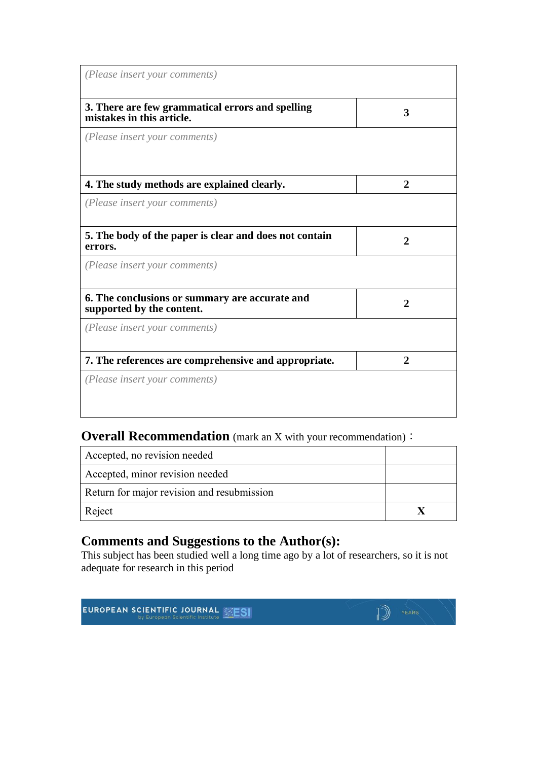| (Please insert your comments) | |
|---|---|
| **3. There are few grammatical errors and spelling mistakes in this article.** | **3** |
| *(Please insert your comments)* | |
| **4. The study methods are explained clearly.** | **2** |
| *(Please insert your comments)* | |
| **5. The body of the paper is clear and does not contain errors.** | **2** |
| *(Please insert your comments)* | |
| **6. The conclusions or summary are accurate and supported by the content.** | **2** |
| *(Please insert your comments)* | |
| **7. The references are comprehensive and appropriate.** | **2** |
| *(Please insert your comments)* | |

## Overall Recommendation (mark an X with your recommendation)：

| Accepted, no revision needed | |
|---|---|
| Accepted, minor revision needed | |
| Return for major revision and resubmission | |
| Reject | **X** |

## Comments and Suggestions to the Author(s):

This subject has been studied well a long time ago by a lot of researchers, so it is not adequate for research in this period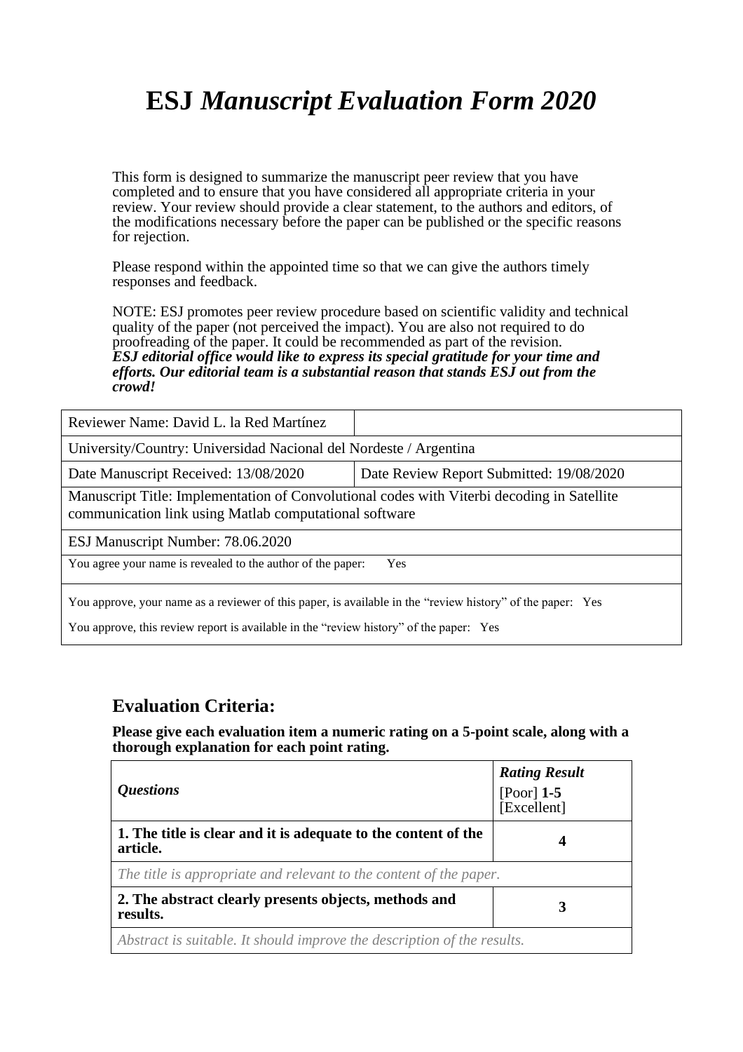# **ESJ** *Manuscript Evaluation Form 2020*

This form is designed to summarize the manuscript peer review that you have completed and to ensure that you have considered all appropriate criteria in your review. Your review should provide a clear statement, to the authors and editors, of the modifications necessary before the paper can be published or the specific reasons for rejection.

Please respond within the appointed time so that we can give the authors timely responses and feedback.

NOTE: ESJ promotes peer review procedure based on scientific validity and technical quality of the paper (not perceived the impact). You are also not required to do proofreading of the paper. It could be recommended as part of the revision.
***ESJ editorial office would like to express its special gratitude for your time and efforts. Our editorial team is a substantial reason that stands ESJ out from the crowd!***

| Reviewer Name: David L. la Red Martínez | |
|---|---|
| University/Country: Universidad Nacional del Nordeste / Argentina | |
| Date Manuscript Received: 13/08/2020 | Date Review Report Submitted: 19/08/2020 |
| Manuscript Title: Implementation of Convolutional codes with Viterbi decoding in Satellite communication link using Matlab computational software | |
| ESJ Manuscript Number: 78.06.2020 | |
| You agree your name is revealed to the author of the paper: Yes | |
| You approve, your name as a reviewer of this paper, is available in the "review history" of the paper: Yes<br>You approve, this review report is available in the "review history" of the paper: Yes | |

## Evaluation Criteria:

**Please give each evaluation item a numeric rating on a 5-point scale, along with a thorough explanation for each point rating.**

| *Questions* | *Rating Result* [Poor] **1-5** [Excellent] |
|---|---|
| **1. The title is clear and it is adequate to the content of the article.** | **4** |
| *The title is appropriate and relevant to the content of the paper.* | |
| **2. The abstract clearly presents objects, methods and results.** | **3** |
| *Abstract is suitable. It should improve the description of the results.* | |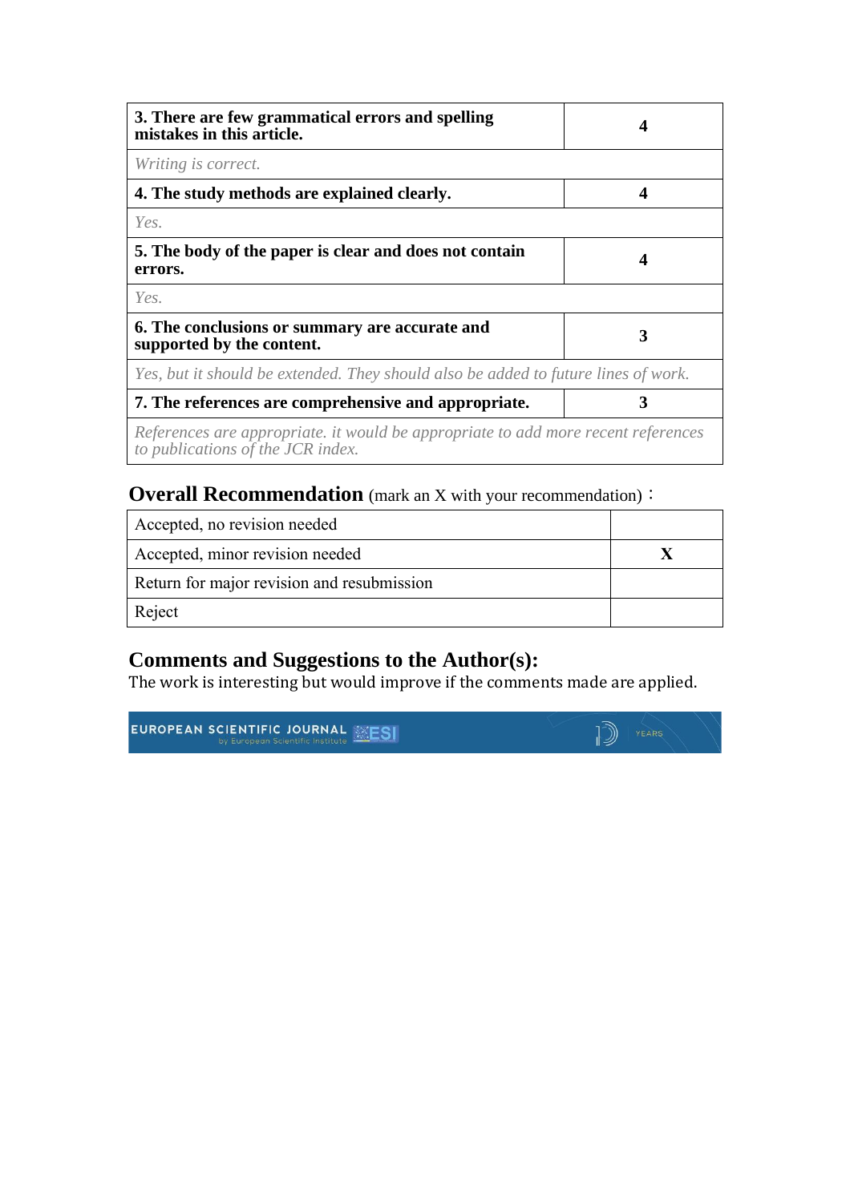| | |
|---|---|
| **3. There are few grammatical errors and spelling mistakes in this article.** | **4** |
| *Writing is correct.* | |
| **4. The study methods are explained clearly.** | **4** |
| *Yes.* | |
| **5. The body of the paper is clear and does not contain errors.** | **4** |
| *Yes.* | |
| **6. The conclusions or summary are accurate and supported by the content.** | **3** |
| *Yes, but it should be extended. They should also be added to future lines of work.* | |
| **7. The references are comprehensive and appropriate.** | **3** |
| *References are appropriate. it would be appropriate to add more recent references to publications of the JCR index.* | |

## Overall Recommendation (mark an X with your recommendation)：

| | |
|---|---|
| Accepted, no revision needed | |
| Accepted, minor revision needed | **X** |
| Return for major revision and resubmission | |
| Reject | |

## Comments and Suggestions to the Author(s):

The work is interesting but would improve if the comments made are applied.